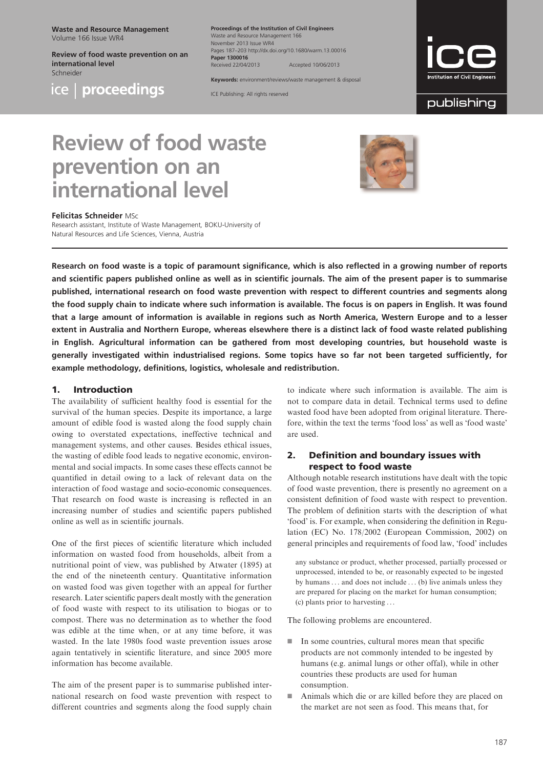# Review of food waste prevention on an international level

**Felicitas Schneider** MSc
Research assistant, Institute of Waste Management, BOKU-University of Natural Resources and Life Sciences, Vienna, Austria

**Research on food waste is a topic of paramount significance, which is also reflected in a growing number of reports and scientific papers published online as well as in scientific journals. The aim of the present paper is to summarise published, international research on food waste prevention with respect to different countries and segments along the food supply chain to indicate where such information is available. The focus is on papers in English. It was found that a large amount of information is available in regions such as North America, Western Europe and to a lesser extent in Australia and Northern Europe, whereas elsewhere there is a distinct lack of food waste related publishing in English. Agricultural information can be gathered from most developing countries, but household waste is generally investigated within industrialised regions. Some topics have so far not been targeted sufficiently, for example methodology, definitions, logistics, wholesale and redistribution.**

## 1. Introduction

The availability of sufficient healthy food is essential for the survival of the human species. Despite its importance, a large amount of edible food is wasted along the food supply chain owing to overstated expectations, ineffective technical and management systems, and other causes. Besides ethical issues, the wasting of edible food leads to negative economic, environmental and social impacts. In some cases these effects cannot be quantified in detail owing to a lack of relevant data on the interaction of food wastage and socio-economic consequences. That research on food waste is increasing is reflected in an increasing number of studies and scientific papers published online as well as in scientific journals.

One of the first pieces of scientific literature which included information on wasted food from households, albeit from a nutritional point of view, was published by Atwater (1895) at the end of the nineteenth century. Quantitative information on wasted food was given together with an appeal for further research. Later scientific papers dealt mostly with the generation of food waste with respect to its utilisation to biogas or to compost. There was no determination as to whether the food was edible at the time when, or at any time before, it was wasted. In the late 1980s food waste prevention issues arose again tentatively in scientific literature, and since 2005 more information has become available.

The aim of the present paper is to summarise published international research on food waste prevention with respect to different countries and segments along the food supply chain to indicate where such information is available. The aim is not to compare data in detail. Technical terms used to define wasted food have been adopted from original literature. Therefore, within the text the terms 'food loss' as well as 'food waste' are used.

## 2. Definition and boundary issues with respect to food waste

Although notable research institutions have dealt with the topic of food waste prevention, there is presently no agreement on a consistent definition of food waste with respect to prevention. The problem of definition starts with the description of what 'food' is. For example, when considering the definition in Regulation (EC) No. 178/2002 (European Commission, 2002) on general principles and requirements of food law, 'food' includes

> any substance or product, whether processed, partially processed or unprocessed, intended to be, or reasonably expected to be ingested by humans . . . and does not include . . . (b) live animals unless they are prepared for placing on the market for human consumption; (c) plants prior to harvesting . . .

The following problems are encountered.

- In some countries, cultural mores mean that specific products are not commonly intended to be ingested by humans (e.g. animal lungs or other offal), while in other countries these products are used for human consumption.
- Animals which die or are killed before they are placed on the market are not seen as food. This means that, for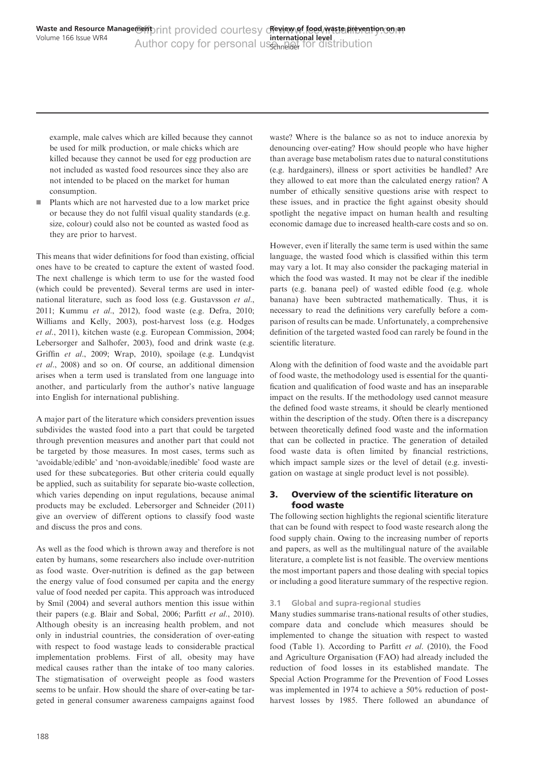example, male calves which are killed because they cannot be used for milk production, or male chicks which are killed because they cannot be used for egg production are not included as wasted food resources since they also are not intended to be placed on the market for human consumption.

- Plants which are not harvested due to a low market price or because they do not fulfil visual quality standards (e.g. size, colour) could also not be counted as wasted food as they are prior to harvest.

This means that wider definitions for food than existing, official ones have to be created to capture the extent of wasted food. The next challenge is which term to use for the wasted food (which could be prevented). Several terms are used in international literature, such as food loss (e.g. Gustavsson *et al*., 2011; Kummu *et al*., 2012), food waste (e.g. Defra, 2010; Williams and Kelly, 2003), post-harvest loss (e.g. Hodges *et al*., 2011), kitchen waste (e.g. European Commission, 2004; Lebersorger and Salhofer, 2003), food and drink waste (e.g. Griffin *et al*., 2009; Wrap, 2010), spoilage (e.g. Lundqvist *et al*., 2008) and so on. Of course, an additional dimension arises when a term used is translated from one language into another, and particularly from the author's native language into English for international publishing.

A major part of the literature which considers prevention issues subdivides the wasted food into a part that could be targeted through prevention measures and another part that could not be targeted by those measures. In most cases, terms such as 'avoidable/edible' and 'non-avoidable/inedible' food waste are used for these subcategories. But other criteria could equally be applied, such as suitability for separate bio-waste collection, which varies depending on input regulations, because animal products may be excluded. Lebersorger and Schneider (2011) give an overview of different options to classify food waste and discuss the pros and cons.

As well as the food which is thrown away and therefore is not eaten by humans, some researchers also include over-nutrition as food waste. Over-nutrition is defined as the gap between the energy value of food consumed per capita and the energy value of food needed per capita. This approach was introduced by Smil (2004) and several authors mention this issue within their papers (e.g. Blair and Sobal, 2006; Parfitt *et al*., 2010). Although obesity is an increasing health problem, and not only in industrial countries, the consideration of over-eating with respect to food wastage leads to considerable practical implementation problems. First of all, obesity may have medical causes rather than the intake of too many calories. The stigmatisation of overweight people as food wasters seems to be unfair. How should the share of over-eating be targeted in general consumer awareness campaigns against food waste? Where is the balance so as not to induce anorexia by denouncing over-eating? How should people who have higher than average base metabolism rates due to natural constitutions (e.g. hardgainers), illness or sport activities be handled? Are they allowed to eat more than the calculated energy ration? A number of ethically sensitive questions arise with respect to these issues, and in practice the fight against obesity should spotlight the negative impact on human health and resulting economic damage due to increased health-care costs and so on.

However, even if literally the same term is used within the same language, the wasted food which is classified within this term may vary a lot. It may also consider the packaging material in which the food was wasted. It may not be clear if the inedible parts (e.g. banana peel) of wasted edible food (e.g. whole banana) have been subtracted mathematically. Thus, it is necessary to read the definitions very carefully before a comparison of results can be made. Unfortunately, a comprehensive definition of the targeted wasted food can rarely be found in the scientific literature.

Along with the definition of food waste and the avoidable part of food waste, the methodology used is essential for the quantification and qualification of food waste and has an inseparable impact on the results. If the methodology used cannot measure the defined food waste streams, it should be clearly mentioned within the description of the study. Often there is a discrepancy between theoretically defined food waste and the information that can be collected in practice. The generation of detailed food waste data is often limited by financial restrictions, which impact sample sizes or the level of detail (e.g. investigation on wastage at single product level is not possible).

## 3. Overview of the scientific literature on food waste

The following section highlights the regional scientific literature that can be found with respect to food waste research along the food supply chain. Owing to the increasing number of reports and papers, as well as the multilingual nature of the available literature, a complete list is not feasible. The overview mentions the most important papers and those dealing with special topics or including a good literature summary of the respective region.

### 3.1 Global and supra-regional studies

Many studies summarise trans-national results of other studies, compare data and conclude which measures should be implemented to change the situation with respect to wasted food (Table 1). According to Parfitt *et al*. (2010), the Food and Agriculture Organisation (FAO) had already included the reduction of food losses in its established mandate. The Special Action Programme for the Prevention of Food Losses was implemented in 1974 to achieve a 50% reduction of post-harvest losses by 1985. There followed an abundance of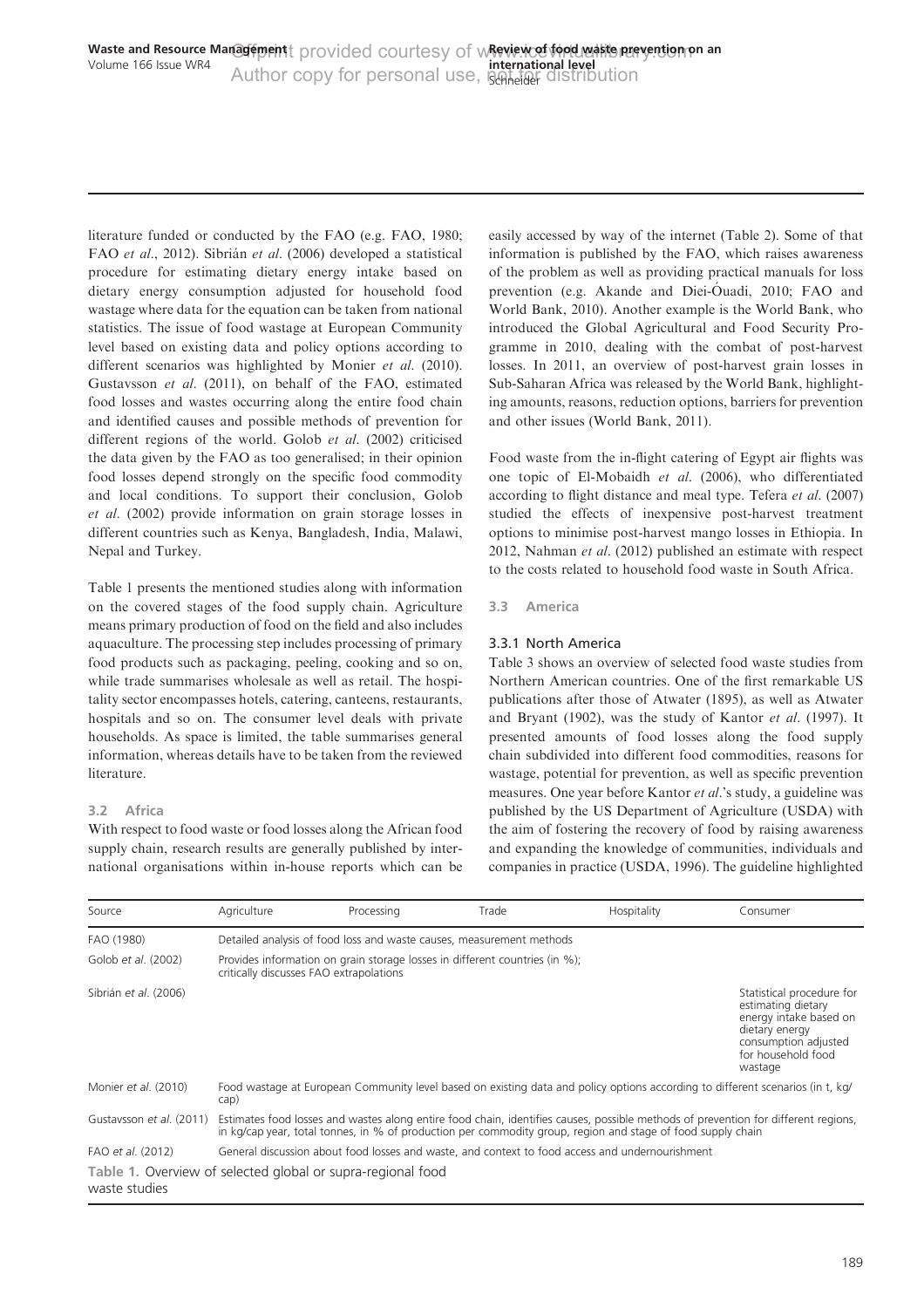literature funded or conducted by the FAO (e.g. FAO, 1980; FAO *et al*., 2012). Sibrián *et al*. (2006) developed a statistical procedure for estimating dietary energy intake based on dietary energy consumption adjusted for household food wastage where data for the equation can be taken from national statistics. The issue of food wastage at European Community level based on existing data and policy options according to different scenarios was highlighted by Monier *et al*. (2010). Gustavsson *et al*. (2011), on behalf of the FAO, estimated food losses and wastes occurring along the entire food chain and identified causes and possible methods of prevention for different regions of the world. Golob *et al*. (2002) criticised the data given by the FAO as too generalised; in their opinion food losses depend strongly on the specific food commodity and local conditions. To support their conclusion, Golob *et al*. (2002) provide information on grain storage losses in different countries such as Kenya, Bangladesh, India, Malawi, Nepal and Turkey.

Table 1 presents the mentioned studies along with information on the covered stages of the food supply chain. Agriculture means primary production of food on the field and also includes aquaculture. The processing step includes processing of primary food products such as packaging, peeling, cooking and so on, while trade summarises wholesale as well as retail. The hospitality sector encompasses hotels, catering, canteens, restaurants, hospitals and so on. The consumer level deals with private households. As space is limited, the table summarises general information, whereas details have to be taken from the reviewed literature.

### 3.2 Africa

With respect to food waste or food losses along the African food supply chain, research results are generally published by international organisations within in-house reports which can be easily accessed by way of the internet (Table 2). Some of that information is published by the FAO, which raises awareness of the problem as well as providing practical manuals for loss prevention (e.g. Akande and Diei-Óuadi, 2010; FAO and World Bank, 2010). Another example is the World Bank, who introduced the Global Agricultural and Food Security Programme in 2010, dealing with the combat of post-harvest losses. In 2011, an overview of post-harvest grain losses in Sub-Saharan Africa was released by the World Bank, highlighting amounts, reasons, reduction options, barriers for prevention and other issues (World Bank, 2011).

Food waste from the in-flight catering of Egypt air flights was one topic of El-Mobaidh *et al*. (2006), who differentiated according to flight distance and meal type. Tefera *et al*. (2007) studied the effects of inexpensive post-harvest treatment options to minimise post-harvest mango losses in Ethiopia. In 2012, Nahman *et al*. (2012) published an estimate with respect to the costs related to household food waste in South Africa.

### 3.3 America

#### 3.3.1 North America

Table 3 shows an overview of selected food waste studies from Northern American countries. One of the first remarkable US publications after those of Atwater (1895), as well as Atwater and Bryant (1902), was the study of Kantor *et al*. (1997). It presented amounts of food losses along the food supply chain subdivided into different food commodities, reasons for wastage, potential for prevention, as well as specific prevention measures. One year before Kantor *et al*.'s study, a guideline was published by the US Department of Agriculture (USDA) with the aim of fostering the recovery of food by raising awareness and expanding the knowledge of communities, individuals and companies in practice (USDA, 1996). The guideline highlighted

| Source | Agriculture | Processing | Trade | Hospitality | Consumer |
|---|---|---|---|---|---|
| FAO (1980) | Detailed analysis of food loss and waste causes, measurement methods | | | | |
| Golob *et al*. (2002) | Provides information on grain storage losses in different countries (in %); critically discusses FAO extrapolations | | | | |
| Sibrián *et al*. (2006) | | | | | Statistical procedure for estimating dietary energy intake based on dietary energy consumption adjusted for household food wastage |
| Monier *et al*. (2010) | Food wastage at European Community level based on existing data and policy options according to different scenarios (in t, kg/cap) | | | | |
| Gustavsson *et al*. (2011) | Estimates food losses and wastes along entire food chain, identifies causes, possible methods of prevention for different regions, in kg/cap year, total tonnes, in % of production per commodity group, region and stage of food supply chain | | | | |
| FAO *et al*. (2012) | General discussion about food losses and waste, and context to food access and undernourishment | | | | |

Table 1. Overview of selected global or supra-regional food waste studies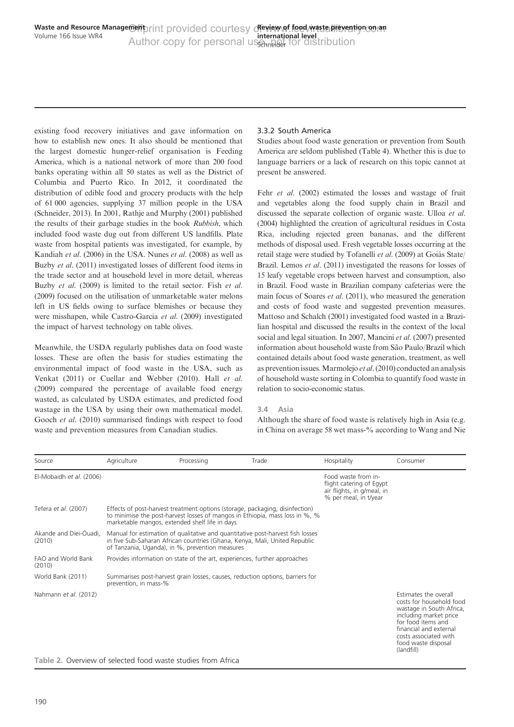existing food recovery initiatives and gave information on how to establish new ones. It also should be mentioned that the largest domestic hunger-relief organisation is Feeding America, which is a national network of more than 200 food banks operating within all 50 states as well as the District of Columbia and Puerto Rico. In 2012, it coordinated the distribution of edible food and grocery products with the help of 61 000 agencies, supplying 37 million people in the USA (Schneider, 2013). In 2001, Rathje and Murphy (2001) published the results of their garbage studies in the book *Rubbish*, which included food waste dug out from different US landfills. Plate waste from hospital patients was investigated, for example, by Kandiah *et al*. (2006) in the USA. Nunes *et al*. (2008) as well as Buzby *et al*. (2011) investigated losses of different food items in the trade sector and at household level in more detail, whereas Buzby *et al*. (2009) is limited to the retail sector. Fish *et al*. (2009) focused on the utilisation of unmarketable water melons left in US fields owing to surface blemishes or because they were misshapen, while Castro-Garcia *et al*. (2009) investigated the impact of harvest technology on table olives.

Meanwhile, the USDA regularly publishes data on food waste losses. These are often the basis for studies estimating the environmental impact of food waste in the USA, such as Venkat (2011) or Cuellar and Webber (2010). Hall *et al*. (2009) compared the percentage of available food energy wasted, as calculated by USDA estimates, and predicted food wastage in the USA by using their own mathematical model. Gooch *et al*. (2010) summarised findings with respect to food waste and prevention measures from Canadian studies.

### 3.3.2 South America

Studies about food waste generation or prevention from South America are seldom published (Table 4). Whether this is due to language barriers or a lack of research on this topic cannot at present be answered.

Fehr *et al*. (2002) estimated the losses and wastage of fruit and vegetables along the food supply chain in Brazil and discussed the separate collection of organic waste. Ulloa *et al*. (2004) highlighted the creation of agricultural residues in Costa Rica, including rejected green bananas, and the different methods of disposal used. Fresh vegetable losses occurring at the retail stage were studied by Tofanelli *et al*. (2009) at Goiás State/Brazil. Lemos *et al*. (2011) investigated the reasons for losses of 15 leafy vegetable crops between harvest and consumption, also in Brazil. Food waste in Brazilian company cafeterias were the main focus of Soares *et al*. (2011), who measured the generation and costs of food waste and suggested prevention measures. Mattoso and Schalch (2001) investigated food wasted in a Brazilian hospital and discussed the results in the context of the local social and legal situation. In 2007, Mancini *et al*. (2007) presented information about household waste from São Paulo/Brazil which contained details about food waste generation, treatment, as well as prevention issues. Marmolejo *et al*. (2010) conducted an analysis of household waste sorting in Colombia to quantify food waste in relation to socio-economic status.

## 3.4 Asia

Although the share of food waste is relatively high in Asia (e.g. in China on average 58 wet mass-% according to Wang and Nie

| Source | Agriculture | Processing | Trade | Hospitality | Consumer |
|---|---|---|---|---|---|
| El-Mobaidh *et al*. (2006) | | | | Food waste from in-flight catering of Egypt air flights, in g/meal, in % per meal, in t/year | |
| Tefera *et al*. (2007) | Effects of post-harvest treatment options (storage, packaging, disinfection) to minimise the post-harvest losses of mangos in Ethiopia, mass loss in %, % marketable mangos, extended shelf life in days | | | | |
| Akande and Diei-Óuadi, (2010) | Manual for estimation of qualitative and quantitative post-harvest fish losses in five Sub-Saharan African countries (Ghana, Kenya, Mali, United Republic of Tanzania, Uganda), in %, prevention measures | | | | |
| FAO and World Bank (2010) | Provides information on state of the art, experiences, further approaches | | | | |
| World Bank (2011) | Summarises post-harvest grain losses, causes, reduction options, barriers for prevention, in mass-% | | | | |
| Nahmann *et al*. (2012) | | | | | Estimates the overall costs for household food wastage in South Africa, including market price for food items and financial and external costs associated with food waste disposal (landfill) |

Table 2. Overview of selected food waste studies from Africa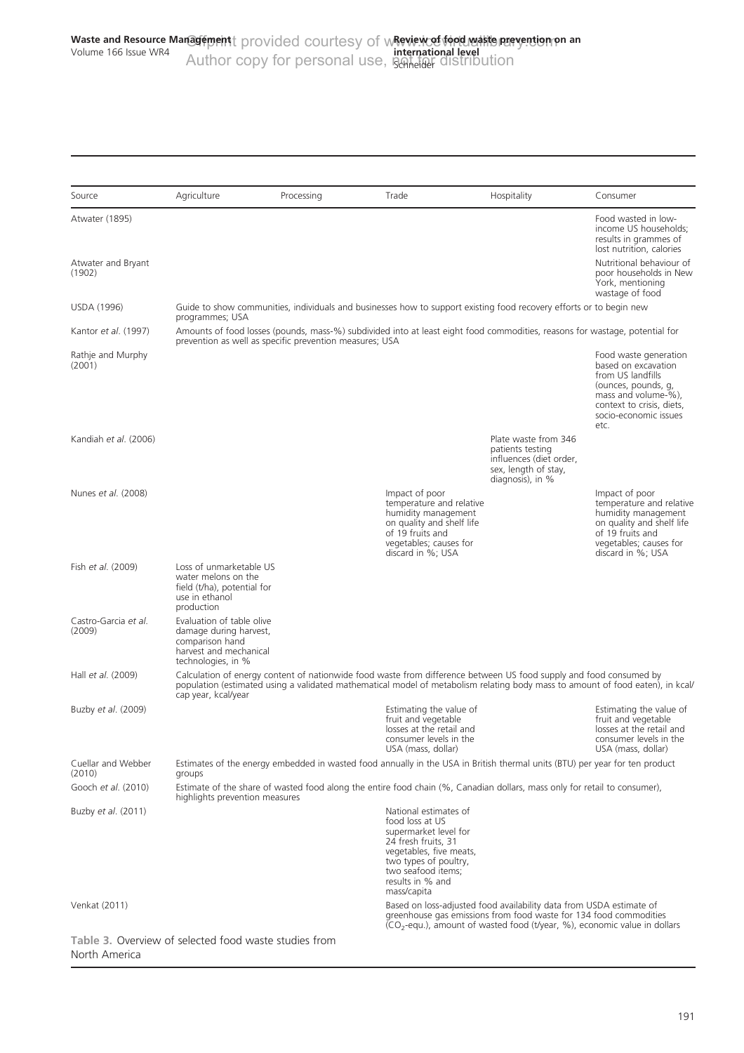| Source | Agriculture | Processing | Trade | Hospitality | Consumer |
|---|---|---|---|---|---|
| Atwater (1895) | | | | | Food wasted in low-income US households; results in grammes of lost nutrition, calories |
| Atwater and Bryant (1902) | | | | | Nutritional behaviour of poor households in New York, mentioning wastage of food |
| USDA (1996) | Guide to show communities, individuals and businesses how to support existing food recovery efforts or to begin new programmes; USA | | | | |
| Kantor *et al*. (1997) | Amounts of food losses (pounds, mass-%) subdivided into at least eight food commodities, reasons for wastage, potential for prevention as well as specific prevention measures; USA | | | | |
| Rathje and Murphy (2001) | | | | | Food waste generation based on excavation from US landfills (ounces, pounds, g, mass and volume-%), context to crisis, diets, socio-economic issues etc. |
| Kandiah *et al*. (2006) | | | | Plate waste from 346 patients testing influences (diet order, sex, length of stay, diagnosis), in % | |
| Nunes *et al*. (2008) | | | Impact of poor temperature and relative humidity management on quality and shelf life of 19 fruits and vegetables; causes for discard in %; USA | | Impact of poor temperature and relative humidity management on quality and shelf life of 19 fruits and vegetables; causes for discard in %; USA |
| Fish *et al*. (2009) | Loss of unmarketable US water melons on the field (t/ha), potential for use in ethanol production | | | | |
| Castro-Garcia *et al*. (2009) | Evaluation of table olive damage during harvest, comparison hand harvest and mechanical technologies, in % | | | | |
| Hall *et al*. (2009) | Calculation of energy content of nationwide food waste from difference between US food supply and food consumed by population (estimated using a validated mathematical model of metabolism relating body mass to amount of food eaten), in kcal/cap year, kcal/year | | | | |
| Buzby *et al*. (2009) | | | Estimating the value of fruit and vegetable losses at the retail and consumer levels in the USA (mass, dollar) | | Estimating the value of fruit and vegetable losses at the retail and consumer levels in the USA (mass, dollar) |
| Cuellar and Webber (2010) | Estimates of the energy embedded in wasted food annually in the USA in British thermal units (BTU) per year for ten product groups | | | | |
| Gooch *et al*. (2010) | Estimate of the share of wasted food along the entire food chain (%, Canadian dollars, mass only for retail to consumer), highlights prevention measures | | | | |
| Buzby *et al*. (2011) | | | National estimates of food loss at US supermarket level for 24 fresh fruits, 31 vegetables, five meats, two types of poultry, two seafood items; results in % and mass/capita | | |
| Venkat (2011) | | | Based on loss-adjusted food availability data from USDA estimate of greenhouse gas emissions from food waste for 134 food commodities ($CO_2$-equ.), amount of wasted food (t/year, %), economic value in dollars | | |

Table 3. Overview of selected food waste studies from North America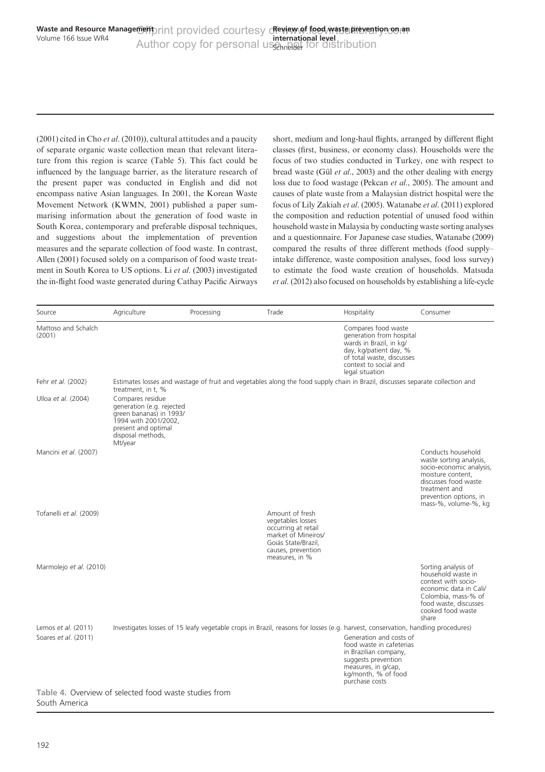(2001) cited in Cho *et al*. (2010)), cultural attitudes and a paucity of separate organic waste collection mean that relevant literature from this region is scarce (Table 5). This fact could be influenced by the language barrier, as the literature research of the present paper was conducted in English and did not encompass native Asian languages. In 2001, the Korean Waste Movement Network (KWMN, 2001) published a paper summarising information about the generation of food waste in South Korea, contemporary and preferable disposal techniques, and suggestions about the implementation of prevention measures and the separate collection of food waste. In contrast, Allen (2001) focused solely on a comparison of food waste treatment in South Korea to US options. Li *et al*. (2003) investigated the in-flight food waste generated during Cathay Pacific Airways short, medium and long-haul flights, arranged by different flight classes (first, business, or economy class). Households were the focus of two studies conducted in Turkey, one with respect to bread waste (Gül *et al*., 2003) and the other dealing with energy loss due to food wastage (Pekcan *et al*., 2005). The amount and causes of plate waste from a Malaysian district hospital were the focus of Lily Zakiah *et al*. (2005). Watanabe *et al*. (2011) explored the composition and reduction potential of unused food within household waste in Malaysia by conducting waste sorting analyses and a questionnaire. For Japanese case studies, Watanabe (2009) compared the results of three different methods (food supply–intake difference, waste composition analyses, food loss survey) to estimate the food waste creation of households. Matsuda *et al*. (2012) also focused on households by establishing a life-cycle

| Source | Agriculture | Processing | Trade | Hospitality | Consumer |
|---|---|---|---|---|---|
| Mattoso and Schalch (2001) | | | | Compares food waste generation from hospital wards in Brazil, in kg/day, kg/patient day, % of total waste, discusses context to social and legal situation | |
| Fehr *et al*. (2002) | Estimates losses and wastage of fruit and vegetables along the food supply chain in Brazil, discusses separate collection and treatment, in t, % | | | | |
| Ulloa *et al*. (2004) | Compares residue generation (e.g. rejected green bananas) in 1993/1994 with 2001/2002, present and optimal disposal methods, Mt/year | | | | |
| Mancini *et al*. (2007) | | | | | Conducts household waste sorting analysis, socio-economic analysis, moisture content, discusses food waste treatment and prevention options, in mass-%, volume-%, kg |
| Tofanelli *et al*. (2009) | | | Amount of fresh vegetables losses occurring at retail market of Mineiros/Goiás State/Brazil, causes, prevention measures, in % | | |
| Marmolejo *et al*. (2010) | | | | | Sorting analysis of household waste in context with socio-economic data in Cali/Colombia, mass-% of food waste, discusses cooked food waste share |
| Lemos *et al*. (2011) | Investigates losses of 15 leafy vegetable crops in Brazil, reasons for losses (e.g. harvest, conservation, handling procedures) | | | | |
| Soares *et al*. (2011) | | | | Generation and costs of food waste in cafeterias in Brazilian company, suggests prevention measures, in g/cap, kg/month, % of food purchase costs | |

Table 4. Overview of selected food waste studies from South America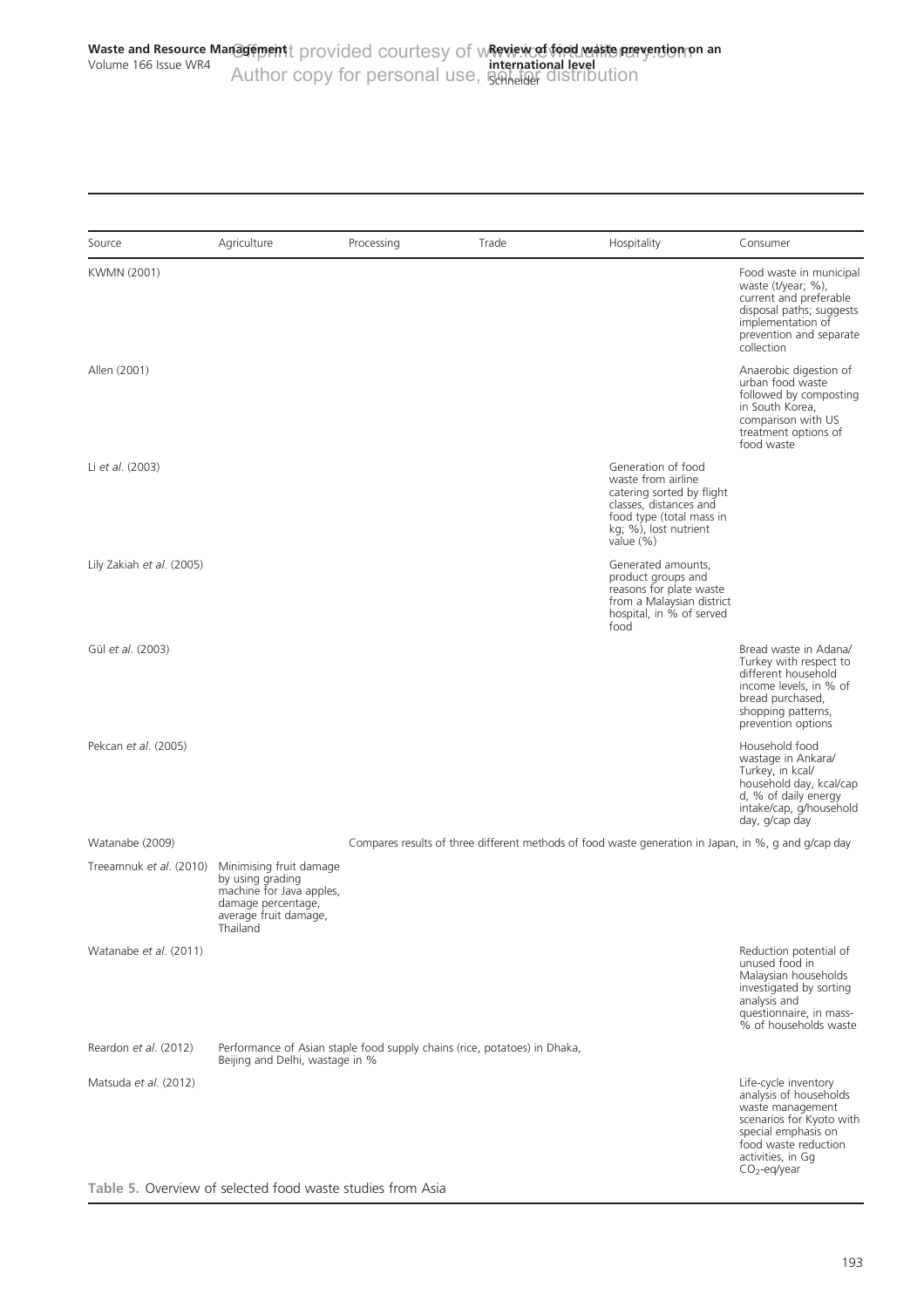| Source | Agriculture | Processing | Trade | Hospitality | Consumer |
|---|---|---|---|---|---|
| KWMN (2001) | | | | | Food waste in municipal waste (t/year; %), current and preferable disposal paths; suggests implementation of prevention and separate collection |
| Allen (2001) | | | | | Anaerobic digestion of urban food waste followed by composting in South Korea, comparison with US treatment options of food waste |
| Li *et al.* (2003) | | | | Generation of food waste from airline catering sorted by flight classes, distances and food type (total mass in kg; %), lost nutrient value (%) | |
| Lily Zakiah *et al.* (2005) | | | | Generated amounts, product groups and reasons for plate waste from a Malaysian district hospital, in % of served food | |
| Gül *et al.* (2003) | | | | | Bread waste in Adana/Turkey with respect to different household income levels, in % of bread purchased, shopping patterns, prevention options |
| Pekcan *et al.* (2005) | | | | | Household food wastage in Ankara/Turkey, in kcal/household day, kcal/cap d, % of daily energy intake/cap, g/household day, g/cap day |
| Watanabe (2009) | | Compares results of three different methods of food waste generation in Japan, in %, g and g/cap day | | | |
| Treeamnuk *et al.* (2010) | Minimising fruit damage by using grading machine for Java apples, damage percentage, average fruit damage, Thailand | | | | |
| Watanabe *et al.* (2011) | | | | | Reduction potential of unused food in Malaysian households investigated by sorting analysis and questionnaire, in mass-% of households waste |
| Reardon *et al.* (2012) | Performance of Asian staple food supply chains (rice, potatoes) in Dhaka, Beijing and Delhi, wastage in % | | | | |
| Matsuda *et al.* (2012) | | | | | Life-cycle inventory analysis of households waste management scenarios for Kyoto with special emphasis on food waste reduction activities, in Gg $CO_2$-eq/year |

Table 5. Overview of selected food waste studies from Asia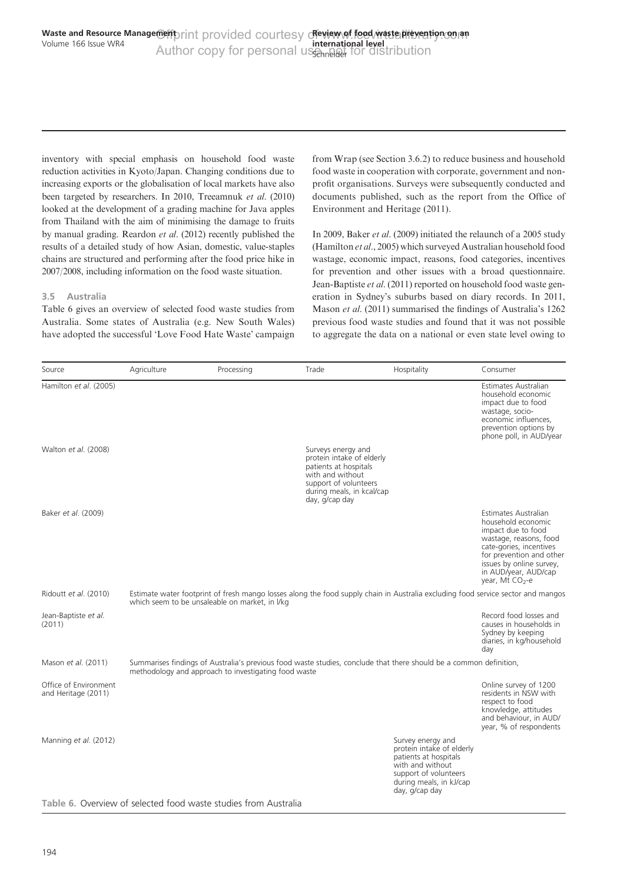inventory with special emphasis on household food waste reduction activities in Kyoto/Japan. Changing conditions due to increasing exports or the globalisation of local markets have also been targeted by researchers. In 2010, Treeamnuk *et al.* (2010) looked at the development of a grading machine for Java apples from Thailand with the aim of minimising the damage to fruits by manual grading. Reardon *et al.* (2012) recently published the results of a detailed study of how Asian, domestic, value-staples chains are structured and performing after the food price hike in 2007/2008, including information on the food waste situation.

### 3.5 Australia

Table 6 gives an overview of selected food waste studies from Australia. Some states of Australia (e.g. New South Wales) have adopted the successful 'Love Food Hate Waste' campaign from Wrap (see Section 3.6.2) to reduce business and household food waste in cooperation with corporate, government and non-profit organisations. Surveys were subsequently conducted and documents published, such as the report from the Office of Environment and Heritage (2011).

In 2009, Baker *et al.* (2009) initiated the relaunch of a 2005 study (Hamilton *et al.*, 2005) which surveyed Australian household food wastage, economic impact, reasons, food categories, incentives for prevention and other issues with a broad questionnaire. Jean-Baptiste *et al.* (2011) reported on household food waste generation in Sydney's suburbs based on diary records. In 2011, Mason *et al.* (2011) summarised the findings of Australia's 1262 previous food waste studies and found that it was not possible to aggregate the data on a national or even state level owing to

| Source | Agriculture | Processing | Trade | Hospitality | Consumer |
|---|---|---|---|---|---|
| Hamilton *et al.* (2005) | | | | | Estimates Australian household economic impact due to food wastage, socio-economic influences, prevention options by phone poll, in AUD/year |
| Walton *et al.* (2008) | | | Surveys energy and protein intake of elderly patients at hospitals with and without support of volunteers during meals, in kcal/cap day, g/cap day | | |
| Baker *et al.* (2009) | | | | | Estimates Australian household economic impact due to food wastage, reasons, food cate-gories, incentives for prevention and other issues by online survey, in AUD/year, AUD/cap year, Mt $CO_2$-e |
| Ridoutt *et al.* (2010) | Estimate water footprint of fresh mango losses along the food supply chain in Australia excluding food service sector and mangos which seem to be unsaleable on market, in l/kg | | | | |
| Jean-Baptiste *et al.* (2011) | | | | | Record food losses and causes in households in Sydney by keeping diaries, in kg/household day |
| Mason *et al.* (2011) | Summarises findings of Australia's previous food waste studies, conclude that there should be a common definition, methodology and approach to investigating food waste | | | | |
| Office of Environment and Heritage (2011) | | | | | Online survey of 1200 residents in NSW with respect to food knowledge, attitudes and behaviour, in AUD/year, % of respondents |
| Manning *et al.* (2012) | | | | Survey energy and protein intake of elderly patients at hospitals with and without support of volunteers during meals, in kJ/cap day, g/cap day | |

**Table 6.** Overview of selected food waste studies from Australia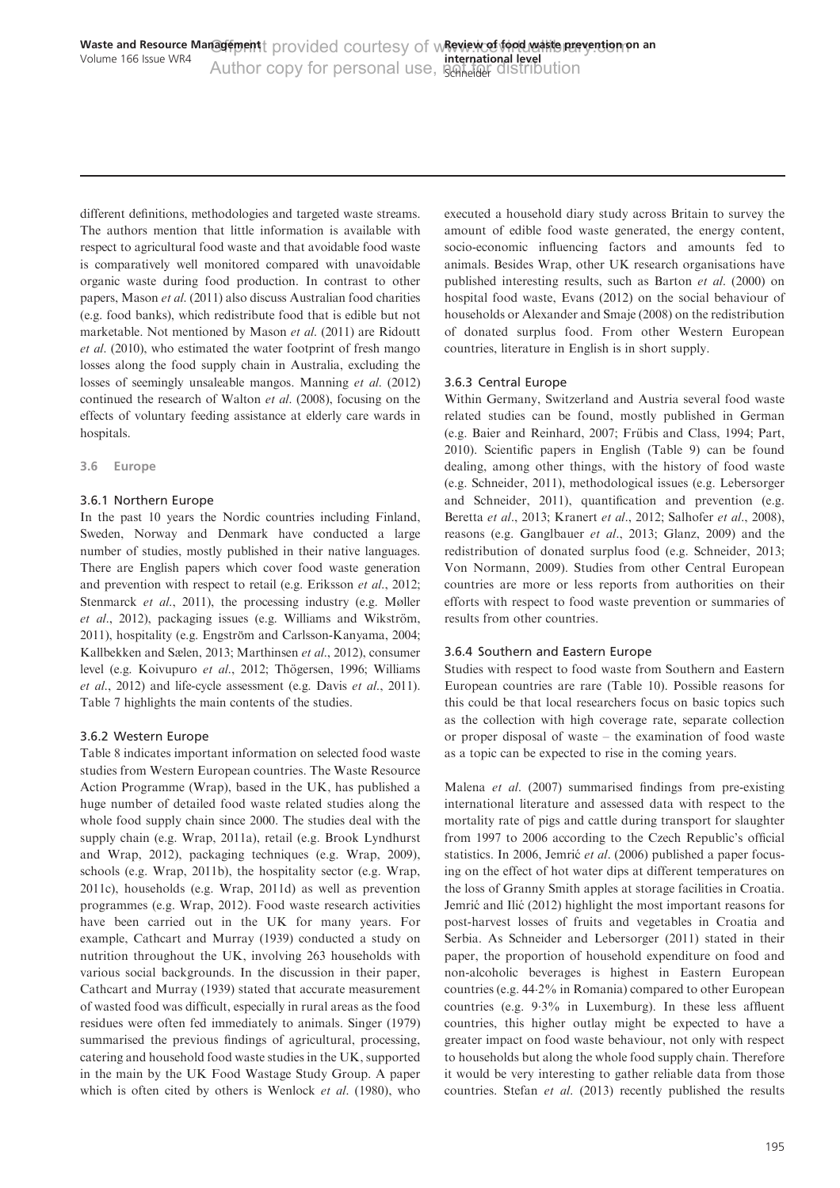different definitions, methodologies and targeted waste streams. The authors mention that little information is available with respect to agricultural food waste and that avoidable food waste is comparatively well monitored compared with unavoidable organic waste during food production. In contrast to other papers, Mason *et al.* (2011) also discuss Australian food charities (e.g. food banks), which redistribute food that is edible but not marketable. Not mentioned by Mason *et al.* (2011) are Ridoutt *et al.* (2010), who estimated the water footprint of fresh mango losses along the food supply chain in Australia, excluding the losses of seemingly unsaleable mangos. Manning *et al.* (2012) continued the research of Walton *et al.* (2008), focusing on the effects of voluntary feeding assistance at elderly care wards in hospitals.

## 3.6 Europe

### 3.6.1 Northern Europe

In the past 10 years the Nordic countries including Finland, Sweden, Norway and Denmark have conducted a large number of studies, mostly published in their native languages. There are English papers which cover food waste generation and prevention with respect to retail (e.g. Eriksson *et al.*, 2012; Stenmarck *et al.*, 2011), the processing industry (e.g. Møller *et al.*, 2012), packaging issues (e.g. Williams and Wikström, 2011), hospitality (e.g. Engström and Carlsson-Kanyama, 2004; Kallbekken and Sælen, 2013; Marthinsen *et al.*, 2012), consumer level (e.g. Koivupuro *et al.*, 2012; Thögersen, 1996; Williams *et al.*, 2012) and life-cycle assessment (e.g. Davis *et al.*, 2011). Table 7 highlights the main contents of the studies.

### 3.6.2 Western Europe

Table 8 indicates important information on selected food waste studies from Western European countries. The Waste Resource Action Programme (Wrap), based in the UK, has published a huge number of detailed food waste related studies along the whole food supply chain since 2000. The studies deal with the supply chain (e.g. Wrap, 2011a), retail (e.g. Brook Lyndhurst and Wrap, 2012), packaging techniques (e.g. Wrap, 2009), schools (e.g. Wrap, 2011b), the hospitality sector (e.g. Wrap, 2011c), households (e.g. Wrap, 2011d) as well as prevention programmes (e.g. Wrap, 2012). Food waste research activities have been carried out in the UK for many years. For example, Cathcart and Murray (1939) conducted a study on nutrition throughout the UK, involving 263 households with various social backgrounds. In the discussion in their paper, Cathcart and Murray (1939) stated that accurate measurement of wasted food was difficult, especially in rural areas as the food residues were often fed immediately to animals. Singer (1979) summarised the previous findings of agricultural, processing, catering and household food waste studies in the UK, supported in the main by the UK Food Wastage Study Group. A paper which is often cited by others is Wenlock *et al.* (1980), who executed a household diary study across Britain to survey the amount of edible food waste generated, the energy content, socio-economic influencing factors and amounts fed to animals. Besides Wrap, other UK research organisations have published interesting results, such as Barton *et al.* (2000) on hospital food waste, Evans (2012) on the social behaviour of households or Alexander and Smaje (2008) on the redistribution of donated surplus food. From other Western European countries, literature in English is in short supply.

### 3.6.3 Central Europe

Within Germany, Switzerland and Austria several food waste related studies can be found, mostly published in German (e.g. Baier and Reinhard, 2007; Frübis and Class, 1994; Part, 2010). Scientific papers in English (Table 9) can be found dealing, among other things, with the history of food waste (e.g. Schneider, 2011), methodological issues (e.g. Lebersorger and Schneider, 2011), quantification and prevention (e.g. Beretta *et al.*, 2013; Kranert *et al.*, 2012; Salhofer *et al.*, 2008), reasons (e.g. Ganglbauer *et al.*, 2013; Glanz, 2009) and the redistribution of donated surplus food (e.g. Schneider, 2013; Von Normann, 2009). Studies from other Central European countries are more or less reports from authorities on their efforts with respect to food waste prevention or summaries of results from other countries.

### 3.6.4 Southern and Eastern Europe

Studies with respect to food waste from Southern and Eastern European countries are rare (Table 10). Possible reasons for this could be that local researchers focus on basic topics such as the collection with high coverage rate, separate collection or proper disposal of waste – the examination of food waste as a topic can be expected to rise in the coming years.

Malena *et al.* (2007) summarised findings from pre-existing international literature and assessed data with respect to the mortality rate of pigs and cattle during transport for slaughter from 1997 to 2006 according to the Czech Republic's official statistics. In 2006, Jemrić *et al.* (2006) published a paper focusing on the effect of hot water dips at different temperatures on the loss of Granny Smith apples at storage facilities in Croatia. Jemrić and Ilić (2012) highlight the most important reasons for post-harvest losses of fruits and vegetables in Croatia and Serbia. As Schneider and Lebersorger (2011) stated in their paper, the proportion of household expenditure on food and non-alcoholic beverages is highest in Eastern European countries (e.g. 44·2% in Romania) compared to other European countries (e.g. 9·3% in Luxemburg). In these less affluent countries, this higher outlay might be expected to have a greater impact on food waste behaviour, not only with respect to households but along the whole food supply chain. Therefore it would be very interesting to gather reliable data from those countries. Stefan *et al.* (2013) recently published the results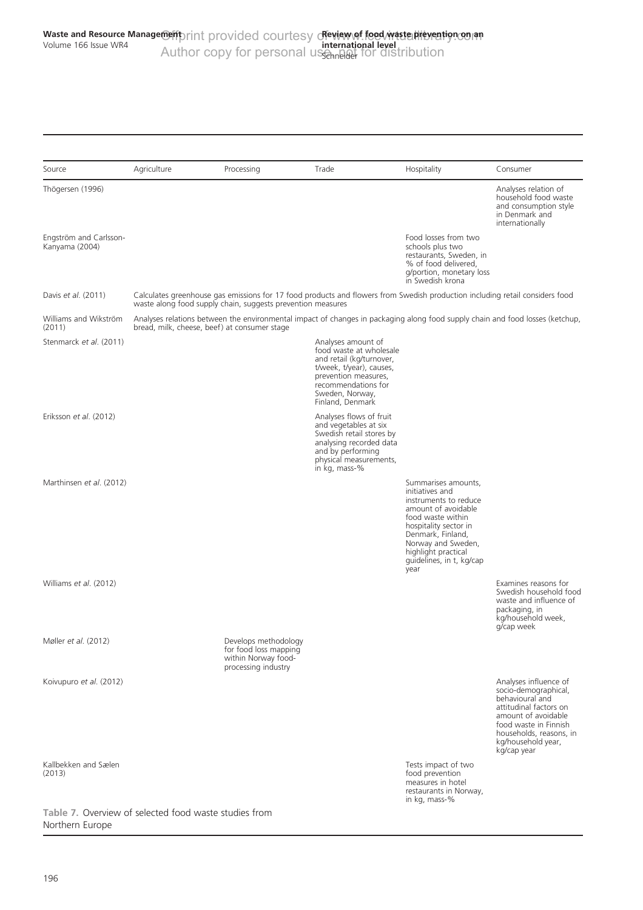| Source | Agriculture | Processing | Trade | Hospitality | Consumer |
|---|---|---|---|---|---|
| Thögersen (1996) | | | | | Analyses relation of household food waste and consumption style in Denmark and internationally |
| Engström and Carlsson-Kanyama (2004) | | | | Food losses from two schools plus two restaurants, Sweden, in % of food delivered, g/portion, monetary loss in Swedish krona | |
| Davis *et al.* (2011) | Calculates greenhouse gas emissions for 17 food products and flowers from Swedish production including retail considers food waste along food supply chain, suggests prevention measures | | | | |
| Williams and Wikström (2011) | Analyses relations between the environmental impact of changes in packaging along food supply chain and food losses (ketchup, bread, milk, cheese, beef) at consumer stage | | | | |
| Stenmarck *et al.* (2011) | | | Analyses amount of food waste at wholesale and retail (kg/turnover, t/week, t/year), causes, prevention measures, recommendations for Sweden, Norway, Finland, Denmark | | |
| Eriksson *et al.* (2012) | | | Analyses flows of fruit and vegetables at six Swedish retail stores by analysing recorded data and by performing physical measurements, in kg, mass-% | | |
| Marthinsen *et al.* (2012) | | | | Summarises amounts, initiatives and instruments to reduce amount of avoidable food waste within hospitality sector in Denmark, Finland, Norway and Sweden, highlight practical guidelines, in t, kg/cap year | |
| Williams *et al.* (2012) | | | | | Examines reasons for Swedish household food waste and influence of packaging, in kg/household week, g/cap week |
| Møller *et al.* (2012) | | Develops methodology for food loss mapping within Norway food-processing industry | | | |
| Koivupuro *et al.* (2012) | | | | | Analyses influence of socio-demographical, behavioural and attitudinal factors on amount of avoidable food waste in Finnish households, reasons, in kg/household year, kg/cap year |
| Kallbekken and Sælen (2013) | | | | Tests impact of two food prevention measures in hotel restaurants in Norway, in kg, mass-% | |

**Table 7.** Overview of selected food waste studies from Northern Europe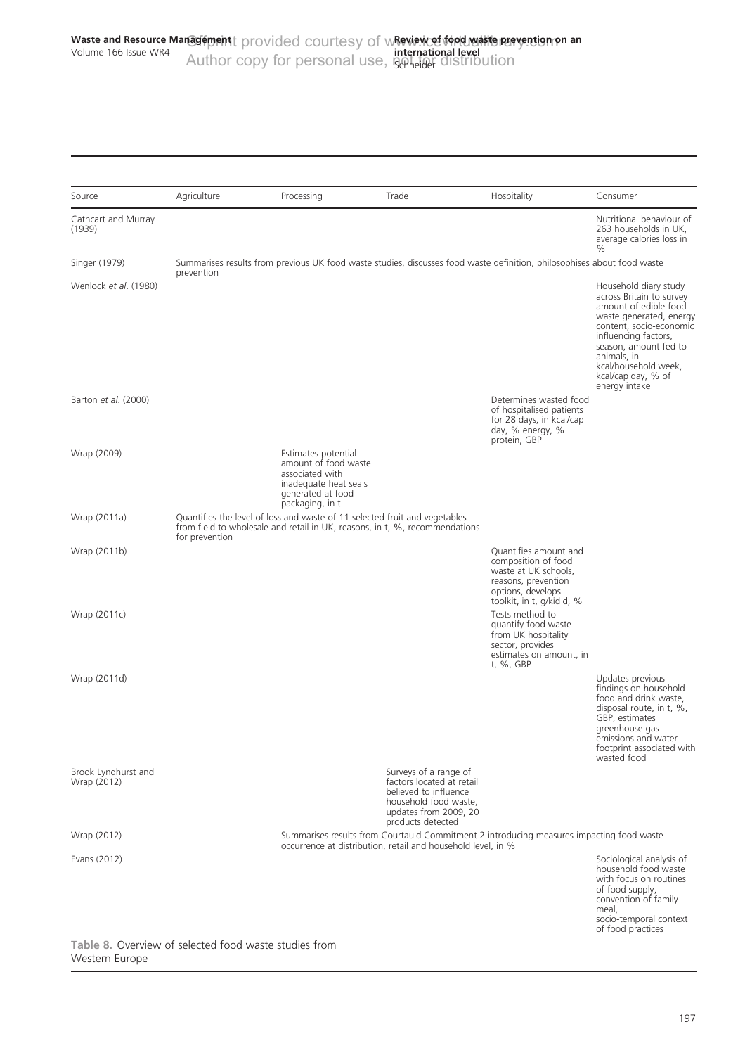| Source | Agriculture | Processing | Trade | Hospitality | Consumer |
|---|---|---|---|---|---|
| Cathcart and Murray (1939) | | | | | Nutritional behaviour of 263 households in UK, average calories loss in % |
| Singer (1979) | Summarises results from previous UK food waste studies, discusses food waste definition, philosophies about food waste prevention | | | | |
| Wenlock *et al*. (1980) | | | | | Household diary study across Britain to survey amount of edible food waste generated, energy content, socio-economic influencing factors, season, amount fed to animals, in kcal/household week, kcal/cap day, % of energy intake |
| Barton *et al*. (2000) | | | | Determines wasted food of hospitalised patients for 28 days, in kcal/cap day, % energy, % protein, GBP | |
| Wrap (2009) | | Estimates potential amount of food waste associated with inadequate heat seals generated at food packaging, in t | | | |
| Wrap (2011a) | Quantifies the level of loss and waste of 11 selected fruit and vegetables from field to wholesale and retail in UK, reasons, in t, %, recommendations for prevention | | | | |
| Wrap (2011b) | | | | Quantifies amount and composition of food waste at UK schools, reasons, prevention options, develops toolkit, in t, g/kid d, % | |
| Wrap (2011c) | | | | Tests method to quantify food waste from UK hospitality sector, provides estimates on amount, in t, %, GBP | |
| Wrap (2011d) | | | | | Updates previous findings on household food and drink waste, disposal route, in t, %, GBP, estimates greenhouse gas emissions and water footprint associated with wasted food |
| Brook Lyndhurst and Wrap (2012) | | | Surveys of a range of factors located at retail believed to influence household food waste, updates from 2009, 20 products detected | | |
| Wrap (2012) | | Summarises results from Courtauld Commitment 2 introducing measures impacting food waste occurrence at distribution, retail and household level, in % | | | |
| Evans (2012) | | | | | Sociological analysis of household food waste with focus on routines of food supply, convention of family meal, socio-temporal context of food practices |

**Table 8.** Overview of selected food waste studies from Western Europe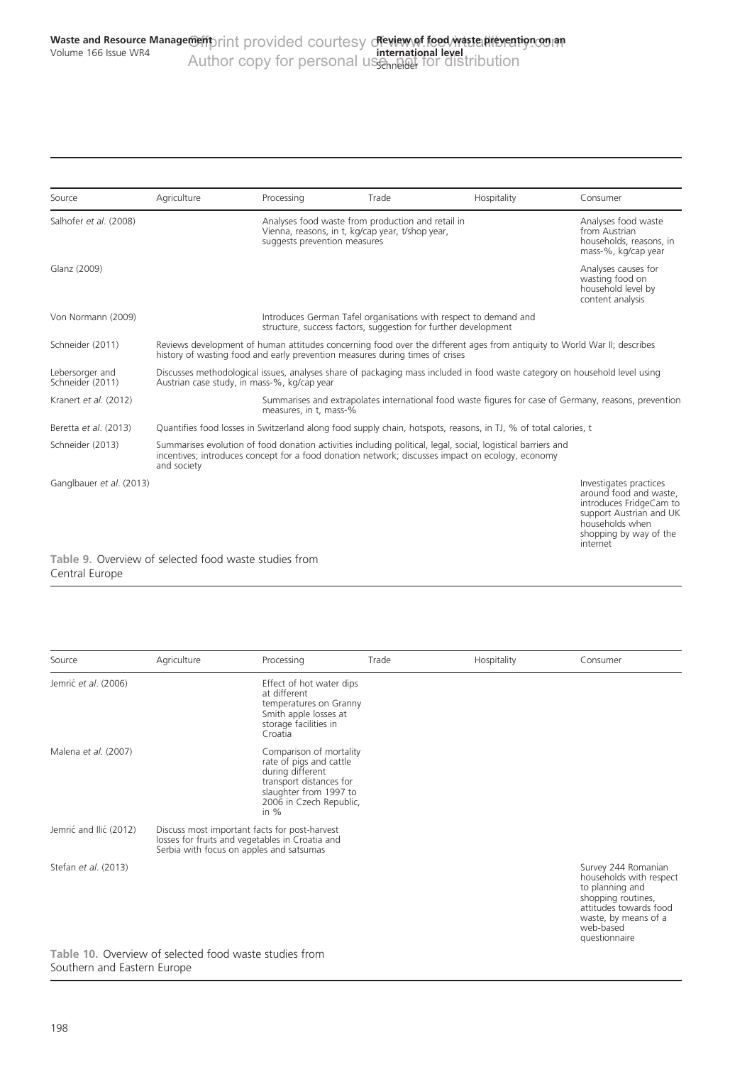| Source | Agriculture | Processing | Trade | Hospitality | Consumer |
|---|---|---|---|---|---|
| Salhofer *et al*. (2008) | | Analyses food waste from production and retail in Vienna, reasons, in t, kg/cap year, t/shop year, suggests prevention measures | | | Analyses food waste from Austrian households, reasons, in mass-%, kg/cap year |
| Glanz (2009) | | | | | Analyses causes for wasting food on household level by content analysis |
| Von Normann (2009) | | Introduces German Tafel organisations with respect to demand and structure, success factors, suggestion for further development | | | |
| Schneider (2011) | Reviews development of human attitudes concerning food over the different ages from antiquity to World War II; describes history of wasting food and early prevention measures during times of crises | | | | |
| Lebersorger and Schneider (2011) | Discusses methodological issues, analyses share of packaging mass included in food waste category on household level using Austrian case study, in mass-%, kg/cap year | | | | |
| Kranert *et al*. (2012) | | Summarises and extrapolates international food waste figures for case of Germany, reasons, prevention measures, in t, mass-% | | | |
| Beretta *et al*. (2013) | Quantifies food losses in Switzerland along food supply chain, hotspots, reasons, in TJ, % of total calories, t | | | | |
| Schneider (2013) | Summarises evolution of food donation activities including political, legal, social, logistical barriers and incentives; introduces concept for a food donation network; discusses impact on ecology, economy and society | | | | |
| Ganglbauer *et al*. (2013) | | | | | Investigates practices around food and waste, introduces FridgeCam to support Austrian and UK households when shopping by way of the internet |

**Table 9.** Overview of selected food waste studies from Central Europe

| Source | Agriculture | Processing | Trade | Hospitality | Consumer |
|---|---|---|---|---|---|
| Jemrić *et al*. (2006) | | Effect of hot water dips at different temperatures on Granny Smith apple losses at storage facilities in Croatia | | | |
| Malena *et al*. (2007) | | Comparison of mortality rate of pigs and cattle during different transport distances for slaughter from 1997 to 2006 in Czech Republic, in % | | | |
| Jemrić and Ilić (2012) | Discuss most important facts for post-harvest losses for fruits and vegetables in Croatia and Serbia with focus on apples and satsumas | | | | |
| Stefan *et al*. (2013) | | | | | Survey 244 Romanian households with respect to planning and shopping routines, attitudes towards food waste, by means of a web-based questionnaire |

**Table 10.** Overview of selected food waste studies from Southern and Eastern Europe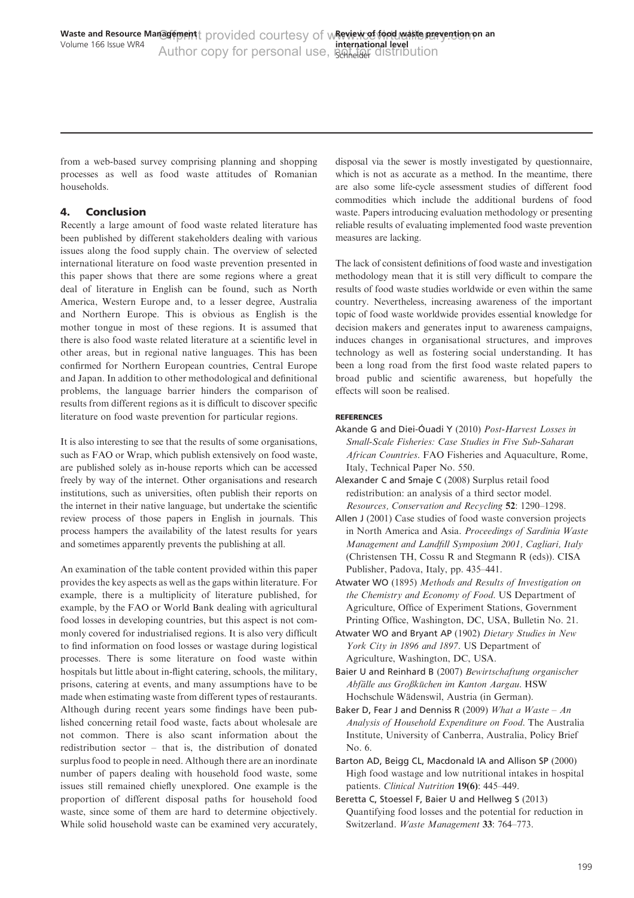from a web-based survey comprising planning and shopping processes as well as food waste attitudes of Romanian households.

## 4. Conclusion

Recently a large amount of food waste related literature has been published by different stakeholders dealing with various issues along the food supply chain. The overview of selected international literature on food waste prevention presented in this paper shows that there are some regions where a great deal of literature in English can be found, such as North America, Western Europe and, to a lesser degree, Australia and Northern Europe. This is obvious as English is the mother tongue in most of these regions. It is assumed that there is also food waste related literature at a scientific level in other areas, but in regional native languages. This has been confirmed for Northern European countries, Central Europe and Japan. In addition to other methodological and definitional problems, the language barrier hinders the comparison of results from different regions as it is difficult to discover specific literature on food waste prevention for particular regions.

It is also interesting to see that the results of some organisations, such as FAO or Wrap, which publish extensively on food waste, are published solely as in-house reports which can be accessed freely by way of the internet. Other organisations and research institutions, such as universities, often publish their reports on the internet in their native language, but undertake the scientific review process of those papers in English in journals. This process hampers the availability of the latest results for years and sometimes apparently prevents the publishing at all.

An examination of the table content provided within this paper provides the key aspects as well as the gaps within literature. For example, there is a multiplicity of literature published, for example, by the FAO or World Bank dealing with agricultural food losses in developing countries, but this aspect is not commonly covered for industrialised regions. It is also very difficult to find information on food losses or wastage during logistical processes. There is some literature on food waste within hospitals but little about in-flight catering, schools, the military, prisons, catering at events, and many assumptions have to be made when estimating waste from different types of restaurants. Although during recent years some findings have been published concerning retail food waste, facts about wholesale are not common. There is also scant information about the redistribution sector – that is, the distribution of donated surplus food to people in need. Although there are an inordinate number of papers dealing with household food waste, some issues still remained chiefly unexplored. One example is the proportion of different disposal paths for household food waste, since some of them are hard to determine objectively. While solid household waste can be examined very accurately, disposal via the sewer is mostly investigated by questionnaire, which is not as accurate as a method. In the meantime, there are also some life-cycle assessment studies of different food commodities which include the additional burdens of food waste. Papers introducing evaluation methodology or presenting reliable results of evaluating implemented food waste prevention measures are lacking.

The lack of consistent definitions of food waste and investigation methodology mean that it is still very difficult to compare the results of food waste studies worldwide or even within the same country. Nevertheless, increasing awareness of the important topic of food waste worldwide provides essential knowledge for decision makers and generates input to awareness campaigns, induces changes in organisational structures, and improves technology as well as fostering social understanding. It has been a long road from the first food waste related papers to broad public and scientific awareness, but hopefully the effects will soon be realised.

### REFERENCES

Akande G and Diei-Óuadi Y (2010) *Post-Harvest Losses in Small-Scale Fisheries: Case Studies in Five Sub-Saharan African Countries*. FAO Fisheries and Aquaculture, Rome, Italy, Technical Paper No. 550.

Alexander C and Smaje C (2008) Surplus retail food redistribution: an analysis of a third sector model. *Resources, Conservation and Recycling* **52**: 1290–1298.

Allen J (2001) Case studies of food waste conversion projects in North America and Asia. *Proceedings of Sardinia Waste Management and Landfill Symposium 2001, Cagliari, Italy* (Christensen TH, Cossu R and Stegmann R (eds)). CISA Publisher, Padova, Italy, pp. 435–441.

Atwater WO (1895) *Methods and Results of Investigation on the Chemistry and Economy of Food*. US Department of Agriculture, Office of Experiment Stations, Government Printing Office, Washington, DC, USA, Bulletin No. 21.

Atwater WO and Bryant AP (1902) *Dietary Studies in New York City in 1896 and 1897*. US Department of Agriculture, Washington, DC, USA.

Baier U and Reinhard B (2007) *Bewirtschaftung organischer Abfälle aus Großküchen im Kanton Aargau*. HSW Hochschule Wädenswil, Austria (in German).

Baker D, Fear J and Denniss R (2009) *What a Waste – An Analysis of Household Expenditure on Food*. The Australia Institute, University of Canberra, Australia, Policy Brief No. 6.

Barton AD, Beigg CL, Macdonald IA and Allison SP (2000) High food wastage and low nutritional intakes in hospital patients. *Clinical Nutrition* **19(6)**: 445–449.

Beretta C, Stoessel F, Baier U and Hellweg S (2013) Quantifying food losses and the potential for reduction in Switzerland. *Waste Management* **33**: 764–773.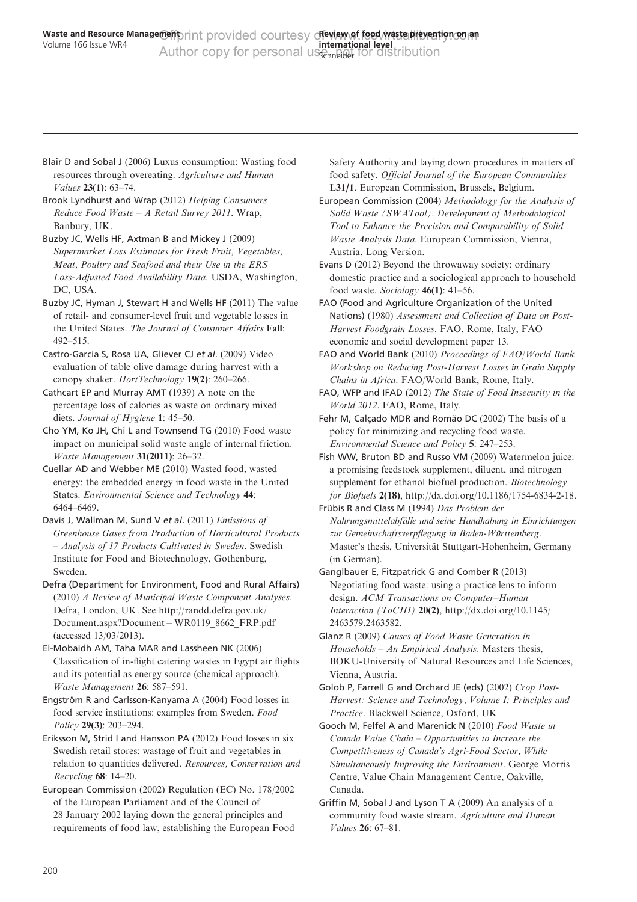Blair D and Sobal J (2006) Luxus consumption: Wasting food resources through overeating. *Agriculture and Human Values* **23(1)**: 63–74.

Brook Lyndhurst and Wrap (2012) *Helping Consumers Reduce Food Waste – A Retail Survey 2011*. Wrap, Banbury, UK.

Buzby JC, Wells HF, Axtman B and Mickey J (2009) *Supermarket Loss Estimates for Fresh Fruit, Vegetables, Meat, Poultry and Seafood and their Use in the ERS Loss-Adjusted Food Availability Data*. USDA, Washington, DC, USA.

Buzby JC, Hyman J, Stewart H and Wells HF (2011) The value of retail- and consumer-level fruit and vegetable losses in the United States. *The Journal of Consumer Affairs* **Fall**: 492–515.

Castro-Garcia S, Rosa UA, Gliever CJ *et al.* (2009) Video evaluation of table olive damage during harvest with a canopy shaker. *HortTechnology* **19(2)**: 260–266.

Cathcart EP and Murray AMT (1939) A note on the percentage loss of calories as waste on ordinary mixed diets. *Journal of Hygiene* **1**: 45–50.

Cho YM, Ko JH, Chi L and Townsend TG (2010) Food waste impact on municipal solid waste angle of internal friction. *Waste Management* **31(2011)**: 26–32.

Cuellar AD and Webber ME (2010) Wasted food, wasted energy: the embedded energy in food waste in the United States. *Environmental Science and Technology* **44**: 6464–6469.

Davis J, Wallman M, Sund V *et al.* (2011) *Emissions of Greenhouse Gases from Production of Horticultural Products – Analysis of 17 Products Cultivated in Sweden*. Swedish Institute for Food and Biotechnology, Gothenburg, Sweden.

Defra (Department for Environment, Food and Rural Affairs) (2010) *A Review of Municipal Waste Component Analyses*. Defra, London, UK. See http://randd.defra.gov.uk/Document.aspx?Document=WR0119_8662_FRP.pdf (accessed 13/03/2013).

El-Mobaidh AM, Taha MAR and Lassheen NK (2006) Classification of in-flight catering wastes in Egypt air flights and its potential as energy source (chemical approach). *Waste Management* **26**: 587–591.

Engström R and Carlsson-Kanyama A (2004) Food losses in food service institutions: examples from Sweden. *Food Policy* **29(3)**: 203–294.

Eriksson M, Strid I and Hansson PA (2012) Food losses in six Swedish retail stores: wastage of fruit and vegetables in relation to quantities delivered. *Resources, Conservation and Recycling* **68**: 14–20.

European Commission (2002) Regulation (EC) No. 178/2002 of the European Parliament and of the Council of 28 January 2002 laying down the general principles and requirements of food law, establishing the European Food Safety Authority and laying down procedures in matters of food safety. *Official Journal of the European Communities* **L31/1**. European Commission, Brussels, Belgium.

European Commission (2004) *Methodology for the Analysis of Solid Waste (SWATool). Development of Methodological Tool to Enhance the Precision and Comparability of Solid Waste Analysis Data*. European Commission, Vienna, Austria, Long Version.

Evans D (2012) Beyond the throwaway society: ordinary domestic practice and a sociological approach to household food waste. *Sociology* **46(1)**: 41–56.

FAO (Food and Agriculture Organization of the United Nations) (1980) *Assessment and Collection of Data on Post-Harvest Foodgrain Losses*. FAO, Rome, Italy, FAO economic and social development paper 13.

FAO and World Bank (2010) *Proceedings of FAO/World Bank Workshop on Reducing Post-Harvest Losses in Grain Supply Chains in Africa*. FAO/World Bank, Rome, Italy.

FAO, WFP and IFAD (2012) *The State of Food Insecurity in the World 2012*. FAO, Rome, Italy.

Fehr M, Calçado MDR and Romão DC (2002) The basis of a policy for minimizing and recycling food waste. *Environmental Science and Policy* **5**: 247–253.

Fish WW, Bruton BD and Russo VM (2009) Watermelon juice: a promising feedstock supplement, diluent, and nitrogen supplement for ethanol biofuel production. *Biotechnology for Biofuels* **2(18)**, http://dx.doi.org/10.1186/1754-6834-2-18.

Frübis R and Class M (1994) *Das Problem der Nahrungsmittelabfälle und seine Handhabung in Einrichtungen zur Gemeinschaftsverpflegung in Baden-Württemberg*. Master's thesis, Universität Stuttgart-Hohenheim, Germany (in German).

Ganglbauer E, Fitzpatrick G and Comber R (2013) Negotiating food waste: using a practice lens to inform design. *ACM Transactions on Computer–Human Interaction (ToCHI)* **20(2)**, http://dx.doi.org/10.1145/2463579.2463582.

Glanz R (2009) *Causes of Food Waste Generation in Households – An Empirical Analysis*. Masters thesis, BOKU-University of Natural Resources and Life Sciences, Vienna, Austria.

Golob P, Farrell G and Orchard JE (eds) (2002) *Crop Post-Harvest: Science and Technology, Volume I: Principles and Practice*. Blackwell Science, Oxford, UK

Gooch M, Felfel A and Marenick N (2010) *Food Waste in Canada Value Chain – Opportunities to Increase the Competitiveness of Canada's Agri-Food Sector, While Simultaneously Improving the Environment*. George Morris Centre, Value Chain Management Centre, Oakville, Canada.

Griffin M, Sobal J and Lyson T A (2009) An analysis of a community food waste stream. *Agriculture and Human Values* **26**: 67–81.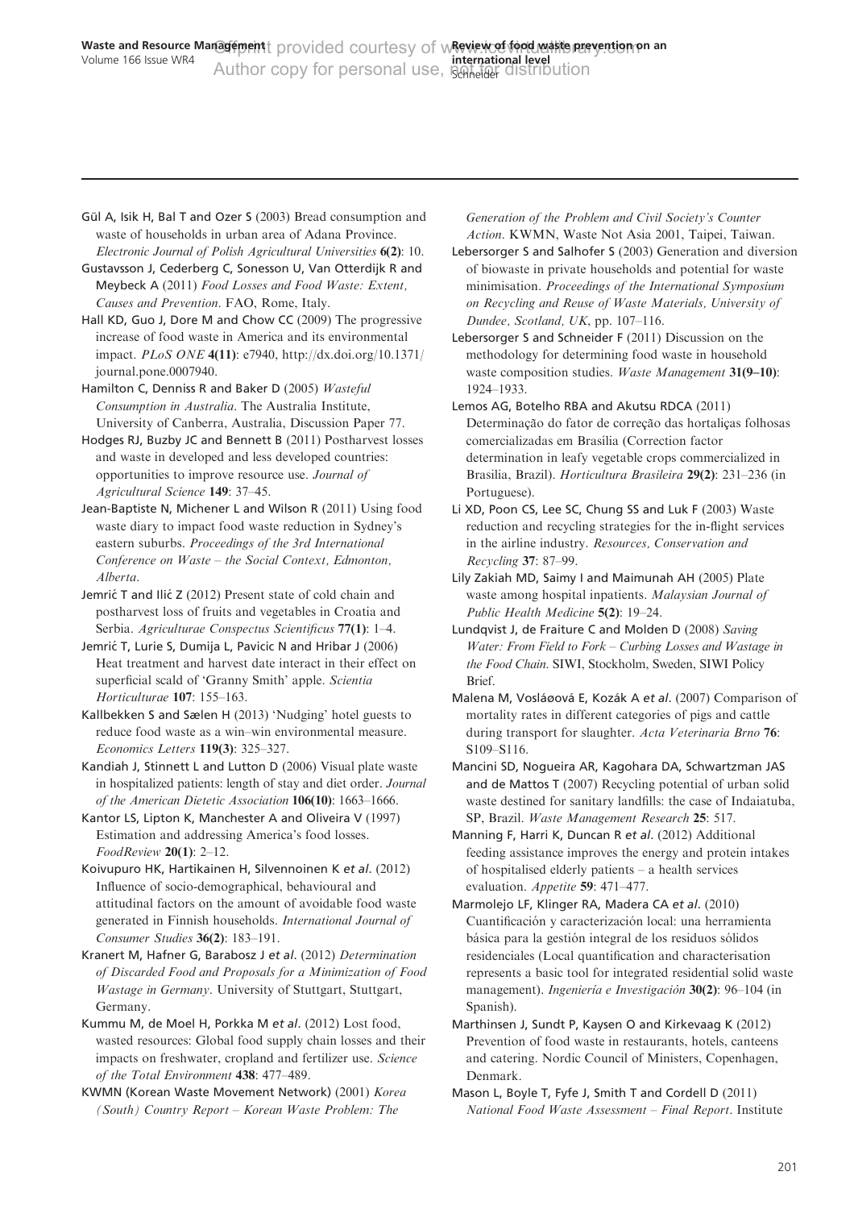Gül A, Isik H, Bal T and Ozer S (2003) Bread consumption and waste of households in urban area of Adana Province. *Electronic Journal of Polish Agricultural Universities* **6(2)**: 10.

Gustavsson J, Cederberg C, Sonesson U, Van Otterdijk R and Meybeck A (2011) *Food Losses and Food Waste: Extent, Causes and Prevention*. FAO, Rome, Italy.

Hall KD, Guo J, Dore M and Chow CC (2009) The progressive increase of food waste in America and its environmental impact. *PLoS ONE* **4(11)**: e7940, http://dx.doi.org/10.1371/journal.pone.0007940.

Hamilton C, Denniss R and Baker D (2005) *Wasteful Consumption in Australia*. The Australia Institute, University of Canberra, Australia, Discussion Paper 77.

Hodges RJ, Buzby JC and Bennett B (2011) Postharvest losses and waste in developed and less developed countries: opportunities to improve resource use. *Journal of Agricultural Science* **149**: 37–45.

Jean-Baptiste N, Michener L and Wilson R (2011) Using food waste diary to impact food waste reduction in Sydney's eastern suburbs. *Proceedings of the 3rd International Conference on Waste – the Social Context, Edmonton, Alberta*.

Jemrić T and Ilić Z (2012) Present state of cold chain and postharvest loss of fruits and vegetables in Croatia and Serbia. *Agriculturae Conspectus Scientificus* **77(1)**: 1–4.

Jemrić T, Lurie S, Dumija L, Pavicic N and Hribar J (2006) Heat treatment and harvest date interact in their effect on superficial scald of 'Granny Smith' apple. *Scientia Horticulturae* **107**: 155–163.

Kallbekken S and Sælen H (2013) 'Nudging' hotel guests to reduce food waste as a win–win environmental measure. *Economics Letters* **119(3)**: 325–327.

Kandiah J, Stinnett L and Lutton D (2006) Visual plate waste in hospitalized patients: length of stay and diet order. *Journal of the American Dietetic Association* **106(10)**: 1663–1666.

Kantor LS, Lipton K, Manchester A and Oliveira V (1997) Estimation and addressing America's food losses. *FoodReview* **20(1)**: 2–12.

Koivupuro HK, Hartikainen H, Silvennoinen K *et al.* (2012) Influence of socio-demographical, behavioural and attitudinal factors on the amount of avoidable food waste generated in Finnish households. *International Journal of Consumer Studies* **36(2)**: 183–191.

Kranert M, Hafner G, Barabosz J *et al.* (2012) *Determination of Discarded Food and Proposals for a Minimization of Food Wastage in Germany*. University of Stuttgart, Stuttgart, Germany.

Kummu M, de Moel H, Porkka M *et al.* (2012) Lost food, wasted resources: Global food supply chain losses and their impacts on freshwater, cropland and fertilizer use. *Science of the Total Environment* **438**: 477–489.

KWMN (Korean Waste Movement Network) (2001) *Korea (South) Country Report – Korean Waste Problem: The Generation of the Problem and Civil Society's Counter Action*. KWMN, Waste Not Asia 2001, Taipei, Taiwan.

Lebersorger S and Salhofer S (2003) Generation and diversion of biowaste in private households and potential for waste minimisation. *Proceedings of the International Symposium on Recycling and Reuse of Waste Materials, University of Dundee, Scotland, UK*, pp. 107–116.

Lebersorger S and Schneider F (2011) Discussion on the methodology for determining food waste in household waste composition studies. *Waste Management* **31(9–10)**: 1924–1933.

Lemos AG, Botelho RBA and Akutsu RDCA (2011) Determinação do fator de correção das hortaliças folhosas comercializadas em Brasília (Correction factor determination in leafy vegetable crops commercialized in Brasilia, Brazil). *Horticultura Brasileira* **29(2)**: 231–236 (in Portuguese).

Li XD, Poon CS, Lee SC, Chung SS and Luk F (2003) Waste reduction and recycling strategies for the in-flight services in the airline industry. *Resources, Conservation and Recycling* **37**: 87–99.

Lily Zakiah MD, Saimy I and Maimunah AH (2005) Plate waste among hospital inpatients. *Malaysian Journal of Public Health Medicine* **5(2)**: 19–24.

Lundqvist J, de Fraiture C and Molden D (2008) *Saving Water: From Field to Fork – Curbing Losses and Wastage in the Food Chain*. SIWI, Stockholm, Sweden, SIWI Policy Brief.

Malena M, Vosláøová E, Kozák A *et al.* (2007) Comparison of mortality rates in different categories of pigs and cattle during transport for slaughter. *Acta Veterinaria Brno* **76**: S109–S116.

Mancini SD, Nogueira AR, Kagohara DA, Schwartzman JAS and de Mattos T (2007) Recycling potential of urban solid waste destined for sanitary landfills: the case of Indaiatuba, SP, Brazil. *Waste Management Research* **25**: 517.

Manning F, Harri K, Duncan R *et al.* (2012) Additional feeding assistance improves the energy and protein intakes of hospitalised elderly patients – a health services evaluation. *Appetite* **59**: 471–477.

Marmolejo LF, Klinger RA, Madera CA *et al.* (2010) Cuantificación y caracterización local: una herramienta básica para la gestión integral de los residuos sólidos residenciales (Local quantification and characterisation represents a basic tool for integrated residential solid waste management). *Ingeniería e Investigación* **30(2)**: 96–104 (in Spanish).

Marthinsen J, Sundt P, Kaysen O and Kirkevaag K (2012) Prevention of food waste in restaurants, hotels, canteens and catering. Nordic Council of Ministers, Copenhagen, Denmark.

Mason L, Boyle T, Fyfe J, Smith T and Cordell D (2011) *National Food Waste Assessment – Final Report*. Institute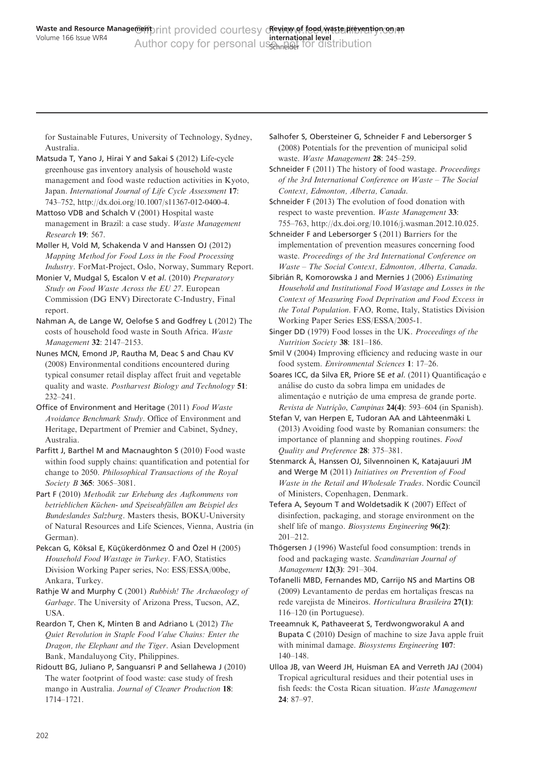for Sustainable Futures, University of Technology, Sydney, Australia.

Matsuda T, Yano J, Hirai Y and Sakai S (2012) Life-cycle greenhouse gas inventory analysis of household waste management and food waste reduction activities in Kyoto, Japan. *International Journal of Life Cycle Assessment* **17**: 743–752, http://dx.doi.org/10.1007/s11367-012-0400-4.

Mattoso VDB and Schalch V (2001) Hospital waste management in Brazil: a case study. *Waste Management Research* **19**: 567.

Møller H, Vold M, Schakenda V and Hanssen OJ (2012) *Mapping Method for Food Loss in the Food Processing Industry*. ForMat-Project, Oslo, Norway, Summary Report.

Monier V, Mudgal S, Escalon V *et al.* (2010) *Preparatory Study on Food Waste Across the EU 27*. European Commission (DG ENV) Directorate C-Industry, Final report.

Nahman A, de Lange W, Oelofse S and Godfrey L (2012) The costs of household food waste in South Africa. *Waste Management* **32**: 2147–2153.

Nunes MCN, Emond JP, Rautha M, Deac S and Chau KV (2008) Environmental conditions encountered during typical consumer retail display affect fruit and vegetable quality and waste. *Postharvest Biology and Technology* **51**: 232–241.

Office of Environment and Heritage (2011) *Food Waste Avoidance Benchmark Study*. Office of Environment and Heritage, Department of Premier and Cabinet, Sydney, Australia.

Parfitt J, Barthel M and Macnaughton S (2010) Food waste within food supply chains: quantification and potential for change to 2050. *Philosophical Transactions of the Royal Society B* **365**: 3065–3081.

Part F (2010) *Methodik zur Erhebung des Aufkommens von betrieblichen Küchen- und Speiseabfällen am Beispiel des Bundeslandes Salzburg*. Masters thesis, BOKU-University of Natural Resources and Life Sciences, Vienna, Austria (in German).

Pekcan G, Köksal E, Küçükerdönmez Ö and Özel H (2005) *Household Food Wastage in Turkey*. FAO, Statistics Division Working Paper series, No: ESS/ESSA/00be, Ankara, Turkey.

Rathje W and Murphy C (2001) *Rubbish! The Archaeology of Garbage*. The University of Arizona Press, Tucson, AZ, USA.

Reardon T, Chen K, Minten B and Adriano L (2012) *The Quiet Revolution in Staple Food Value Chains: Enter the Dragon, the Elephant and the Tiger*. Asian Development Bank, Mandaluyong City, Philippines.

Ridoutt BG, Juliano P, Sanguansri P and Sellahewa J (2010) The water footprint of food waste: case study of fresh mango in Australia. *Journal of Cleaner Production* **18**: 1714–1721.

Salhofer S, Obersteiner G, Schneider F and Lebersorger S (2008) Potentials for the prevention of municipal solid waste. *Waste Management* **28**: 245–259.

Schneider F (2011) The history of food wastage. *Proceedings of the 3rd International Conference on Waste – The Social Context, Edmonton, Alberta, Canada*.

Schneider F (2013) The evolution of food donation with respect to waste prevention. *Waste Management* **33**: 755–763, http://dx.doi.org/10.1016/j.wasman.2012.10.025.

Schneider F and Lebersorger S (2011) Barriers for the implementation of prevention measures concerning food waste. *Proceedings of the 3rd International Conference on Waste – The Social Context, Edmonton, Alberta, Canada*.

Sibrián R, Komorowska J and Mernies J (2006) *Estimating Household and Institutional Food Wastage and Losses in the Context of Measuring Food Deprivation and Food Excess in the Total Population*. FAO, Rome, Italy, Statistics Division Working Paper Series ESS/ESSA/2005-1.

Singer DD (1979) Food losses in the UK. *Proceedings of the Nutrition Society* **38**: 181–186.

Smil V (2004) Improving efficiency and reducing waste in our food system. *Environmental Sciences* **1**: 17–26.

Soares ICC, da Silva ER, Priore SE *et al.* (2011) Quantificaçáo e análise do custo da sobra limpa em unidades de alimentaçáo e nutriçáo de uma empresa de grande porte. *Revista de Nutrição, Campinas* **24(4)**: 593–604 (in Spanish).

Stefan V, van Herpen E, Tudoran AA and Lähteenmäki L (2013) Avoiding food waste by Romanian consumers: the importance of planning and shopping routines. *Food Quality and Preference* **28**: 375–381.

Stenmarck Å, Hanssen OJ, Silvennoinen K, Katajauuri JM and Werge M (2011) *Initiatives on Prevention of Food Waste in the Retail and Wholesale Trades*. Nordic Council of Ministers, Copenhagen, Denmark.

Tefera A, Seyoum T and Woldetsadik K (2007) Effect of disinfection, packaging, and storage environment on the shelf life of mango. *Biosystems Engineering* **96(2)**: 201–212.

Thögersen J (1996) Wasteful food consumption: trends in food and packaging waste. *Scandinavian Journal of Management* **12(3)**: 291–304.

Tofanelli MBD, Fernandes MD, Carrijo NS and Martins OB (2009) Levantamento de perdas em hortaliças frescas na rede varejista de Mineiros. *Horticultura Brasileira* **27(1)**: 116–120 (in Portuguese).

Treeamnuk K, Pathaveerat S, Terdwongworakul A and Bupata C (2010) Design of machine to size Java apple fruit with minimal damage. *Biosystems Engineering* **107**: 140–148.

Ulloa JB, van Weerd JH, Huisman EA and Verreth JAJ (2004) Tropical agricultural residues and their potential uses in fish feeds: the Costa Rican situation. *Waste Management* **24**: 87–97.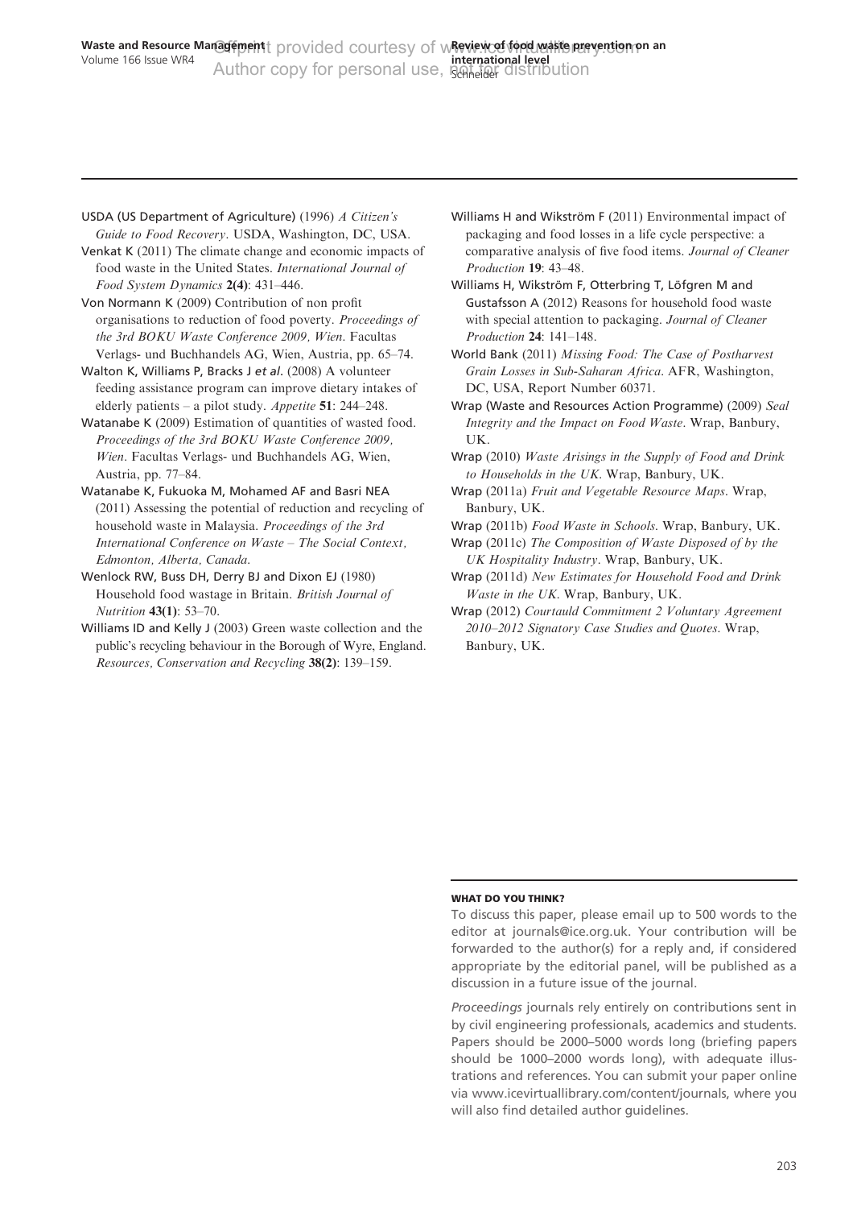USDA (US Department of Agriculture) (1996) *A Citizen's Guide to Food Recovery*. USDA, Washington, DC, USA.

Venkat K (2011) The climate change and economic impacts of food waste in the United States. *International Journal of Food System Dynamics* **2(4)**: 431–446.

Von Normann K (2009) Contribution of non profit organisations to reduction of food poverty. *Proceedings of the 3rd BOKU Waste Conference 2009, Wien*. Facultas Verlags- und Buchhandels AG, Wien, Austria, pp. 65–74.

Walton K, Williams P, Bracks J *et al.* (2008) A volunteer feeding assistance program can improve dietary intakes of elderly patients – a pilot study. *Appetite* **51**: 244–248.

Watanabe K (2009) Estimation of quantities of wasted food. *Proceedings of the 3rd BOKU Waste Conference 2009, Wien*. Facultas Verlags- und Buchhandels AG, Wien, Austria, pp. 77–84.

Watanabe K, Fukuoka M, Mohamed AF and Basri NEA (2011) Assessing the potential of reduction and recycling of household waste in Malaysia. *Proceedings of the 3rd International Conference on Waste – The Social Context, Edmonton, Alberta, Canada*.

Wenlock RW, Buss DH, Derry BJ and Dixon EJ (1980) Household food wastage in Britain. *British Journal of Nutrition* **43(1)**: 53–70.

Williams ID and Kelly J (2003) Green waste collection and the public's recycling behaviour in the Borough of Wyre, England. *Resources, Conservation and Recycling* **38(2)**: 139–159.

Williams H and Wikström F (2011) Environmental impact of packaging and food losses in a life cycle perspective: a comparative analysis of five food items. *Journal of Cleaner Production* **19**: 43–48.

Williams H, Wikström F, Otterbring T, Löfgren M and Gustafsson A (2012) Reasons for household food waste with special attention to packaging. *Journal of Cleaner Production* **24**: 141–148.

World Bank (2011) *Missing Food: The Case of Postharvest Grain Losses in Sub-Saharan Africa*. AFR, Washington, DC, USA, Report Number 60371.

Wrap (Waste and Resources Action Programme) (2009) *Seal Integrity and the Impact on Food Waste*. Wrap, Banbury, UK.

Wrap (2010) *Waste Arisings in the Supply of Food and Drink to Households in the UK*. Wrap, Banbury, UK.

Wrap (2011a) *Fruit and Vegetable Resource Maps*. Wrap, Banbury, UK.

Wrap (2011b) *Food Waste in Schools*. Wrap, Banbury, UK.

Wrap (2011c) *The Composition of Waste Disposed of by the UK Hospitality Industry*. Wrap, Banbury, UK.

Wrap (2011d) *New Estimates for Household Food and Drink Waste in the UK*. Wrap, Banbury, UK.

Wrap (2012) *Courtauld Commitment 2 Voluntary Agreement 2010–2012 Signatory Case Studies and Quotes*. Wrap, Banbury, UK.

**WHAT DO YOU THINK?**

To discuss this paper, please email up to 500 words to the editor at journals@ice.org.uk. Your contribution will be forwarded to the author(s) for a reply and, if considered appropriate by the editorial panel, will be published as a discussion in a future issue of the journal.

*Proceedings* journals rely entirely on contributions sent in by civil engineering professionals, academics and students. Papers should be 2000–5000 words long (briefing papers should be 1000–2000 words long), with adequate illustrations and references. You can submit your paper online via www.icevirtuallibrary.com/content/journals, where you will also find detailed author guidelines.